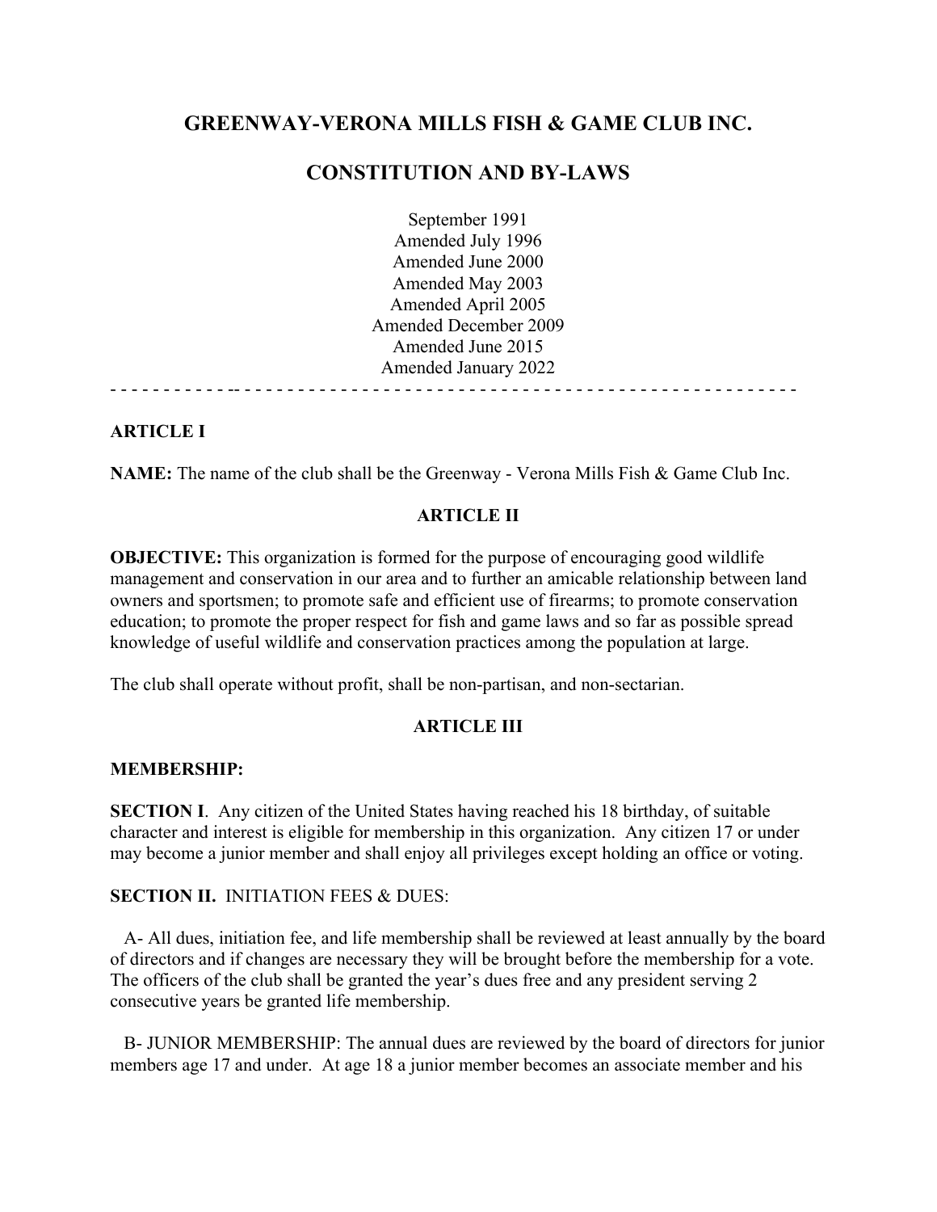# GREENWAY-VERONA MILLS FISH & GAME CLUB INC.

# CONSTITUTION AND BY-LAWS

September 1991
Amended July 1996
Amended June 2000
Amended May 2003
Amended April 2005
Amended December 2009
Amended June 2015
Amended January 2022

---

## ARTICLE I

**NAME:** The name of the club shall be the Greenway - Verona Mills Fish & Game Club Inc.

## ARTICLE II

**OBJECTIVE:** This organization is formed for the purpose of encouraging good wildlife management and conservation in our area and to further an amicable relationship between land owners and sportsmen; to promote safe and efficient use of firearms; to promote conservation education; to promote the proper respect for fish and game laws and so far as possible spread knowledge of useful wildlife and conservation practices among the population at large.

The club shall operate without profit, shall be non-partisan, and non-sectarian.

## ARTICLE III

**MEMBERSHIP:**

**SECTION I**. Any citizen of the United States having reached his 18 birthday, of suitable character and interest is eligible for membership in this organization. Any citizen 17 or under may become a junior member and shall enjoy all privileges except holding an office or voting.

**SECTION II.** INITIATION FEES & DUES:

A- All dues, initiation fee, and life membership shall be reviewed at least annually by the board of directors and if changes are necessary they will be brought before the membership for a vote. The officers of the club shall be granted the year's dues free and any president serving 2 consecutive years be granted life membership.

B- JUNIOR MEMBERSHIP: The annual dues are reviewed by the board of directors for junior members age 17 and under. At age 18 a junior member becomes an associate member and his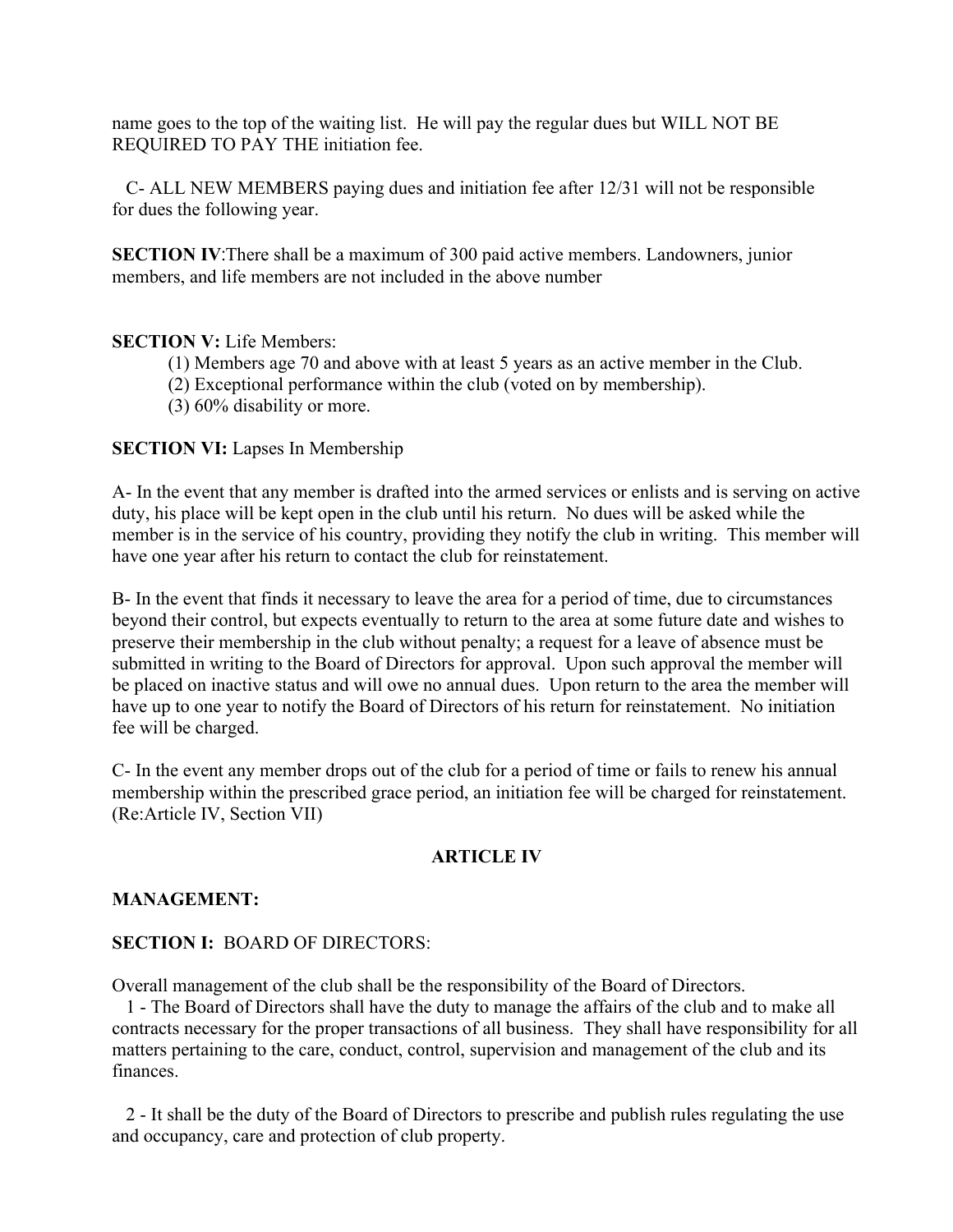name goes to the top of the waiting list. He will pay the regular dues but WILL NOT BE REQUIRED TO PAY THE initiation fee.

C- ALL NEW MEMBERS paying dues and initiation fee after 12/31 will not be responsible for dues the following year.

**SECTION IV**:There shall be a maximum of 300 paid active members. Landowners, junior members, and life members are not included in the above number

**SECTION V:** Life Members:

(1) Members age 70 and above with at least 5 years as an active member in the Club.
(2) Exceptional performance within the club (voted on by membership).
(3) 60% disability or more.

**SECTION VI:** Lapses In Membership

A- In the event that any member is drafted into the armed services or enlists and is serving on active duty, his place will be kept open in the club until his return. No dues will be asked while the member is in the service of his country, providing they notify the club in writing. This member will have one year after his return to contact the club for reinstatement.

B- In the event that finds it necessary to leave the area for a period of time, due to circumstances beyond their control, but expects eventually to return to the area at some future date and wishes to preserve their membership in the club without penalty; a request for a leave of absence must be submitted in writing to the Board of Directors for approval. Upon such approval the member will be placed on inactive status and will owe no annual dues. Upon return to the area the member will have up to one year to notify the Board of Directors of his return for reinstatement. No initiation fee will be charged.

C- In the event any member drops out of the club for a period of time or fails to renew his annual membership within the prescribed grace period, an initiation fee will be charged for reinstatement. (Re:Article IV, Section VII)

## ARTICLE IV

**MANAGEMENT:**

**SECTION I:** BOARD OF DIRECTORS:

Overall management of the club shall be the responsibility of the Board of Directors.

1 - The Board of Directors shall have the duty to manage the affairs of the club and to make all contracts necessary for the proper transactions of all business. They shall have responsibility for all matters pertaining to the care, conduct, control, supervision and management of the club and its finances.

2 - It shall be the duty of the Board of Directors to prescribe and publish rules regulating the use and occupancy, care and protection of club property.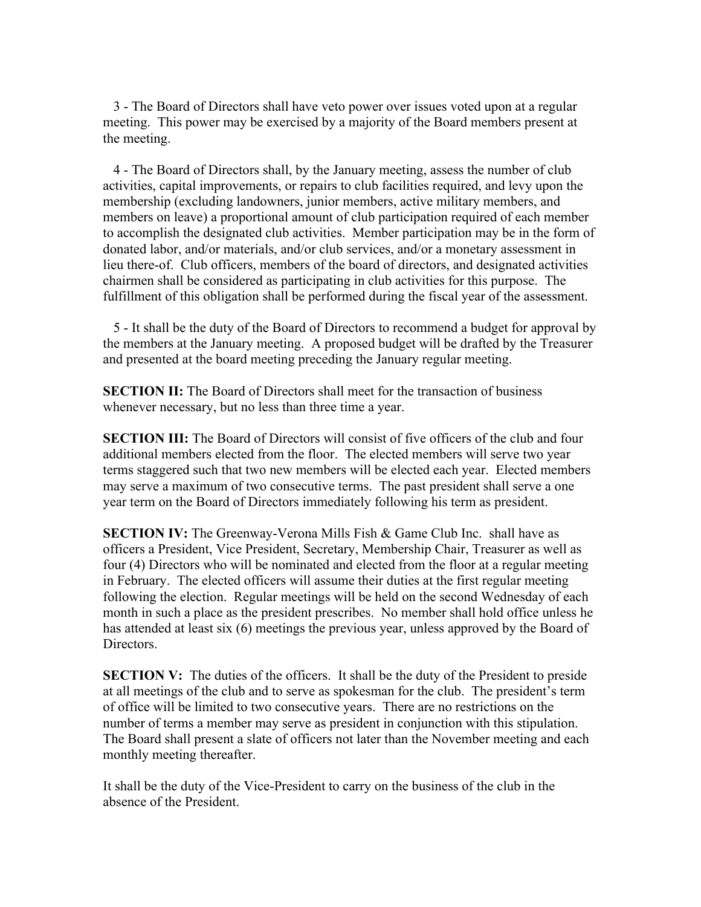3 - The Board of Directors shall have veto power over issues voted upon at a regular meeting. This power may be exercised by a majority of the Board members present at the meeting.

4 - The Board of Directors shall, by the January meeting, assess the number of club activities, capital improvements, or repairs to club facilities required, and levy upon the membership (excluding landowners, junior members, active military members, and members on leave) a proportional amount of club participation required of each member to accomplish the designated club activities. Member participation may be in the form of donated labor, and/or materials, and/or club services, and/or a monetary assessment in lieu there-of. Club officers, members of the board of directors, and designated activities chairmen shall be considered as participating in club activities for this purpose. The fulfillment of this obligation shall be performed during the fiscal year of the assessment.

5 - It shall be the duty of the Board of Directors to recommend a budget for approval by the members at the January meeting. A proposed budget will be drafted by the Treasurer and presented at the board meeting preceding the January regular meeting.

**SECTION II:** The Board of Directors shall meet for the transaction of business whenever necessary, but no less than three time a year.

**SECTION III:** The Board of Directors will consist of five officers of the club and four additional members elected from the floor. The elected members will serve two year terms staggered such that two new members will be elected each year. Elected members may serve a maximum of two consecutive terms. The past president shall serve a one year term on the Board of Directors immediately following his term as president.

**SECTION IV:** The Greenway-Verona Mills Fish & Game Club Inc. shall have as officers a President, Vice President, Secretary, Membership Chair, Treasurer as well as four (4) Directors who will be nominated and elected from the floor at a regular meeting in February. The elected officers will assume their duties at the first regular meeting following the election. Regular meetings will be held on the second Wednesday of each month in such a place as the president prescribes. No member shall hold office unless he has attended at least six (6) meetings the previous year, unless approved by the Board of Directors.

**SECTION V:** The duties of the officers. It shall be the duty of the President to preside at all meetings of the club and to serve as spokesman for the club. The president's term of office will be limited to two consecutive years. There are no restrictions on the number of terms a member may serve as president in conjunction with this stipulation. The Board shall present a slate of officers not later than the November meeting and each monthly meeting thereafter.

It shall be the duty of the Vice-President to carry on the business of the club in the absence of the President.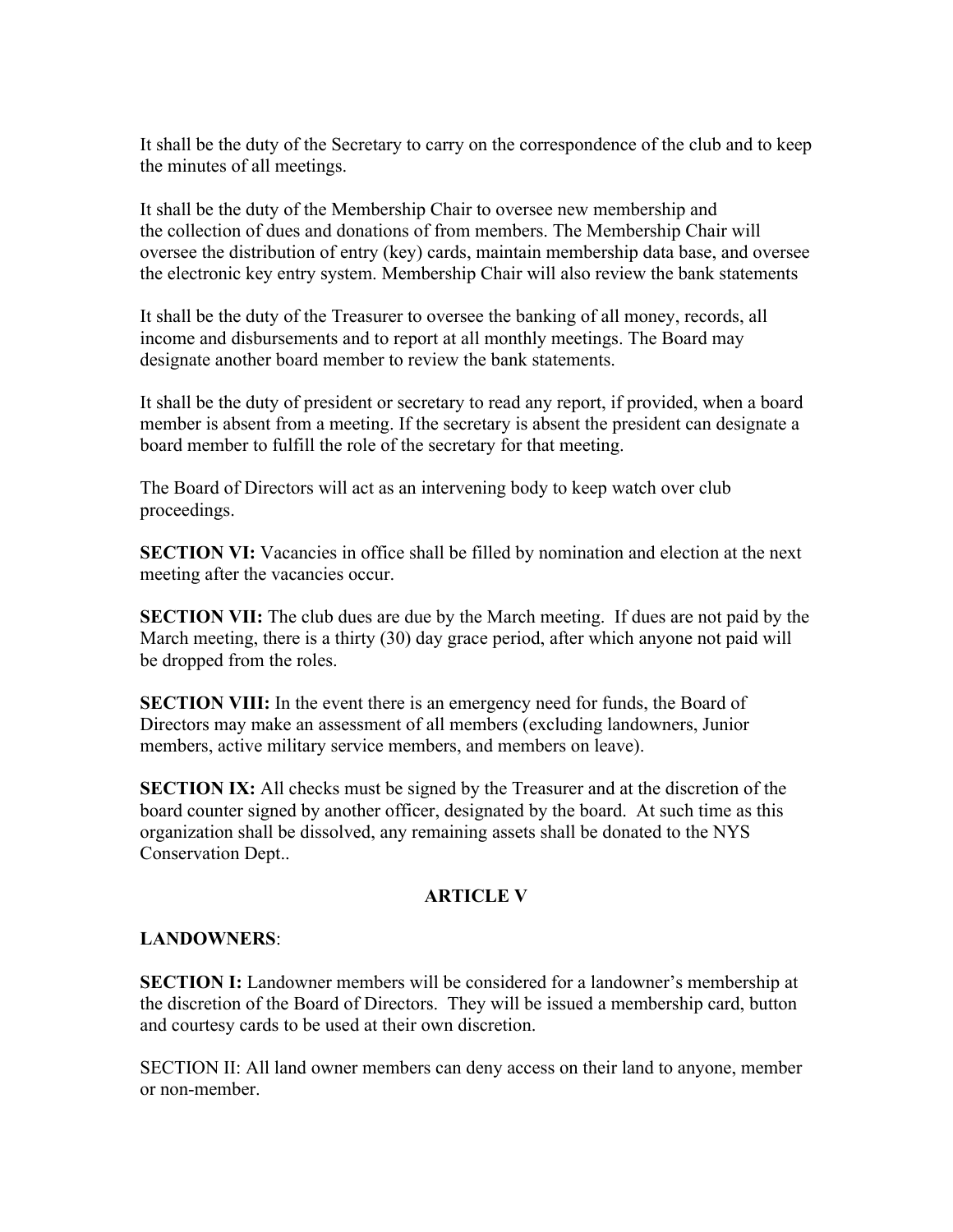It shall be the duty of the Secretary to carry on the correspondence of the club and to keep the minutes of all meetings.

It shall be the duty of the Membership Chair to oversee new membership and the collection of dues and donations of from members. The Membership Chair will oversee the distribution of entry (key) cards, maintain membership data base, and oversee the electronic key entry system. Membership Chair will also review the bank statements

It shall be the duty of the Treasurer to oversee the banking of all money, records, all income and disbursements and to report at all monthly meetings. The Board may designate another board member to review the bank statements.

It shall be the duty of president or secretary to read any report, if provided, when a board member is absent from a meeting. If the secretary is absent the president can designate a board member to fulfill the role of the secretary for that meeting.

The Board of Directors will act as an intervening body to keep watch over club proceedings.

**SECTION VI:** Vacancies in office shall be filled by nomination and election at the next meeting after the vacancies occur.

**SECTION VII:** The club dues are due by the March meeting. If dues are not paid by the March meeting, there is a thirty (30) day grace period, after which anyone not paid will be dropped from the roles.

**SECTION VIII:** In the event there is an emergency need for funds, the Board of Directors may make an assessment of all members (excluding landowners, Junior members, active military service members, and members on leave).

**SECTION IX:** All checks must be signed by the Treasurer and at the discretion of the board counter signed by another officer, designated by the board. At such time as this organization shall be dissolved, any remaining assets shall be donated to the NYS Conservation Dept..

## ARTICLE V

**LANDOWNERS**:

**SECTION I:** Landowner members will be considered for a landowner's membership at the discretion of the Board of Directors. They will be issued a membership card, button and courtesy cards to be used at their own discretion.

SECTION II: All land owner members can deny access on their land to anyone, member or non-member.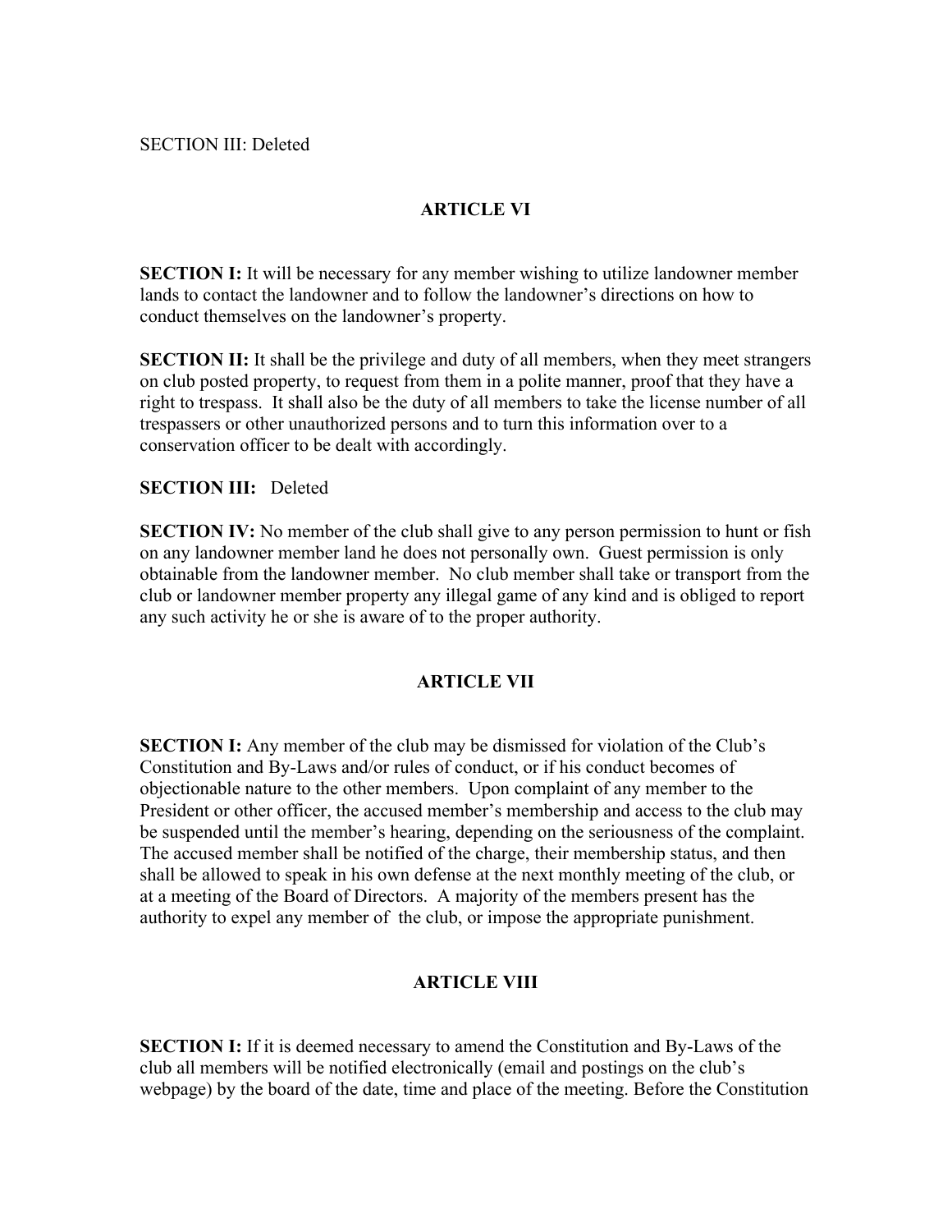SECTION III: Deleted

## ARTICLE VI

**SECTION I:** It will be necessary for any member wishing to utilize landowner member lands to contact the landowner and to follow the landowner's directions on how to conduct themselves on the landowner's property.

**SECTION II:** It shall be the privilege and duty of all members, when they meet strangers on club posted property, to request from them in a polite manner, proof that they have a right to trespass. It shall also be the duty of all members to take the license number of all trespassers or other unauthorized persons and to turn this information over to a conservation officer to be dealt with accordingly.

**SECTION III:** Deleted

**SECTION IV:** No member of the club shall give to any person permission to hunt or fish on any landowner member land he does not personally own. Guest permission is only obtainable from the landowner member. No club member shall take or transport from the club or landowner member property any illegal game of any kind and is obliged to report any such activity he or she is aware of to the proper authority.

## ARTICLE VII

**SECTION I:** Any member of the club may be dismissed for violation of the Club's Constitution and By-Laws and/or rules of conduct, or if his conduct becomes of objectionable nature to the other members. Upon complaint of any member to the President or other officer, the accused member's membership and access to the club may be suspended until the member's hearing, depending on the seriousness of the complaint. The accused member shall be notified of the charge, their membership status, and then shall be allowed to speak in his own defense at the next monthly meeting of the club, or at a meeting of the Board of Directors. A majority of the members present has the authority to expel any member of the club, or impose the appropriate punishment.

## ARTICLE VIII

**SECTION I:** If it is deemed necessary to amend the Constitution and By-Laws of the club all members will be notified electronically (email and postings on the club's webpage) by the board of the date, time and place of the meeting. Before the Constitution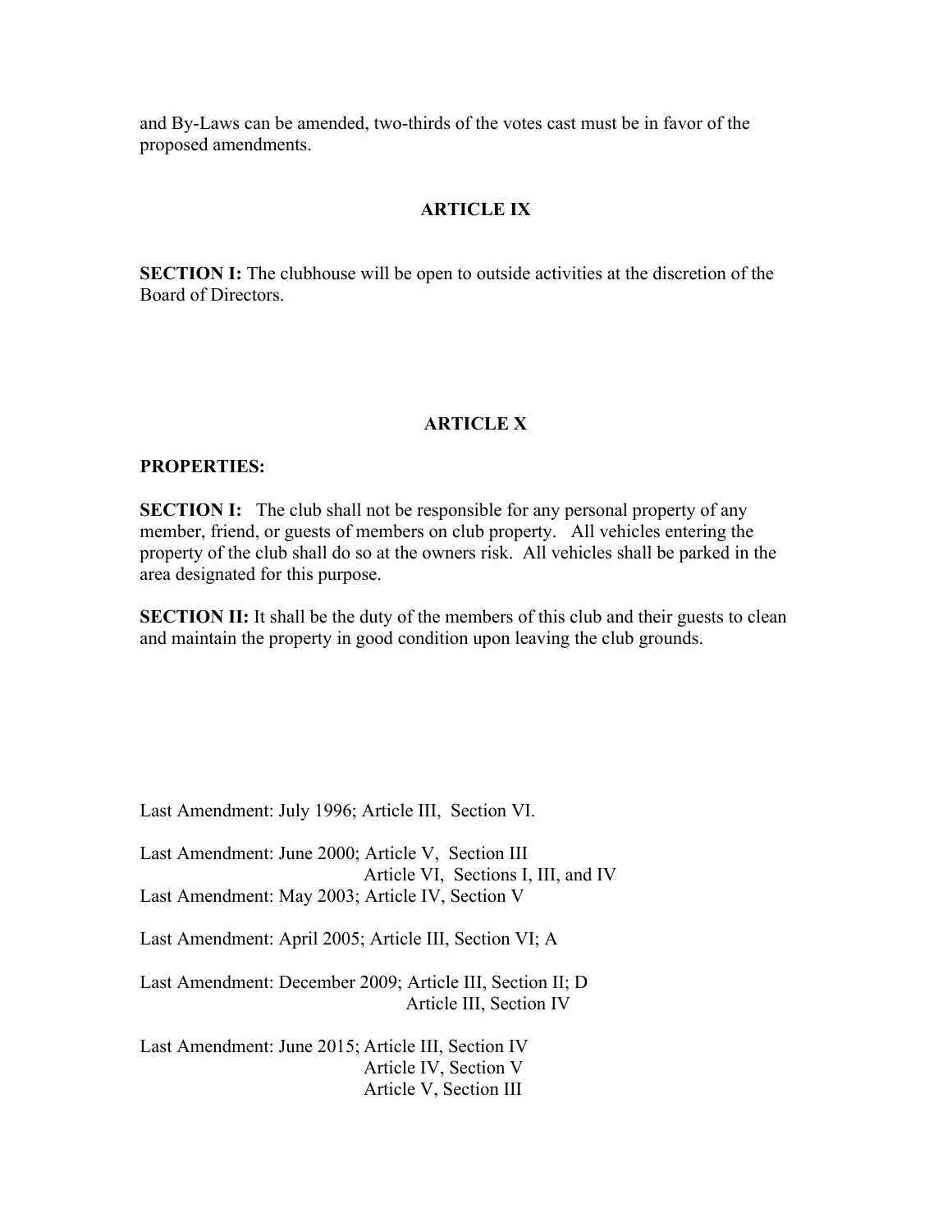and By-Laws can be amended, two-thirds of the votes cast must be in favor of the proposed amendments.

## ARTICLE IX

**SECTION I:** The clubhouse will be open to outside activities at the discretion of the Board of Directors.

## ARTICLE X

**PROPERTIES:**

**SECTION I:** The club shall not be responsible for any personal property of any member, friend, or guests of members on club property. All vehicles entering the property of the club shall do so at the owners risk. All vehicles shall be parked in the area designated for this purpose.

**SECTION II:** It shall be the duty of the members of this club and their guests to clean and maintain the property in good condition upon leaving the club grounds.

Last Amendment: July 1996; Article III, Section VI.

Last Amendment: June 2000; Article V, Section III
Article VI, Sections I, III, and IV

Last Amendment: May 2003; Article IV, Section V

Last Amendment: April 2005; Article III, Section VI; A

Last Amendment: December 2009; Article III, Section II; D
Article III, Section IV

Last Amendment: June 2015; Article III, Section IV
Article IV, Section V
Article V, Section III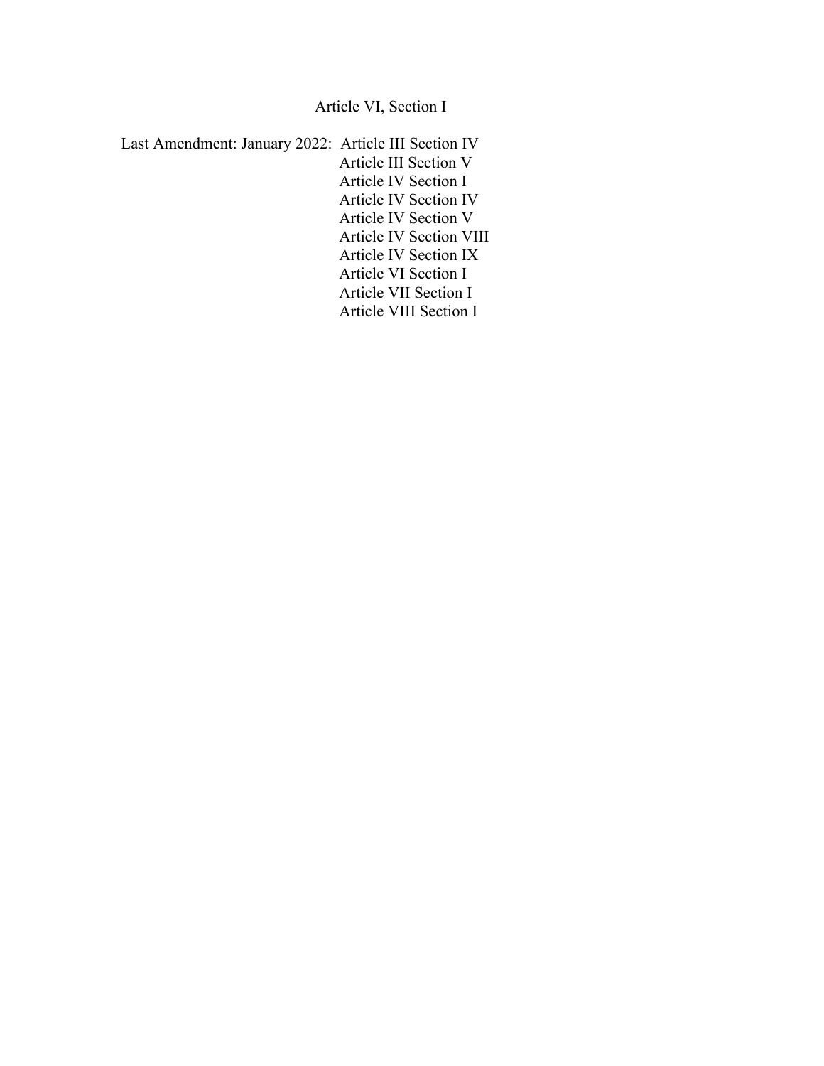Article VI, Section I

Last Amendment: January 2022: Article III Section IV
Article III Section V
Article IV Section I
Article IV Section IV
Article IV Section V
Article IV Section VIII
Article IV Section IX
Article VI Section I
Article VII Section I
Article VIII Section I